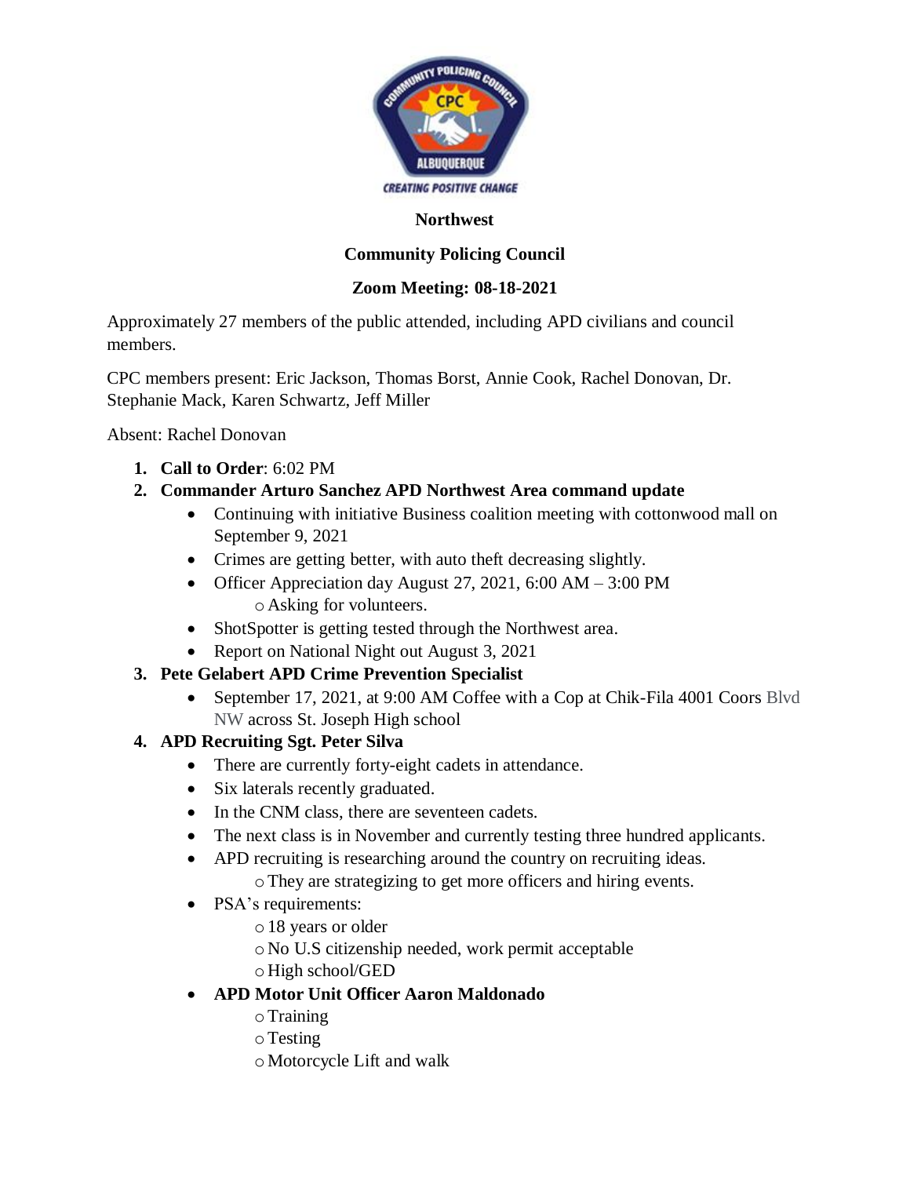**Northwest**

**Community Policing Council**

**Zoom Meeting: 08-18-2021**

Approximately 27 members of the public attended, including APD civilians and council members.

CPC members present: Eric Jackson, Thomas Borst, Annie Cook, Rachel Donovan, Dr. Stephanie Mack, Karen Schwartz, Jeff Miller

Absent: Rachel Donovan

1. **Call to Order**: 6:02 PM
2. **Commander Arturo Sanchez APD Northwest Area command update**
   - Continuing with initiative Business coalition meeting with cottonwood mall on September 9, 2021
   - Crimes are getting better, with auto theft decreasing slightly.
   - Officer Appreciation day August 27, 2021, 6:00 AM – 3:00 PM
     - Asking for volunteers.
   - ShotSpotter is getting tested through the Northwest area.
   - Report on National Night out August 3, 2021
3. **Pete Gelabert APD Crime Prevention Specialist**
   - September 17, 2021, at 9:00 AM Coffee with a Cop at Chik-Fila 4001 Coors Blvd NW across St. Joseph High school
4. **APD Recruiting Sgt. Peter Silva**
   - There are currently forty-eight cadets in attendance.
   - Six laterals recently graduated.
   - In the CNM class, there are seventeen cadets.
   - The next class is in November and currently testing three hundred applicants.
   - APD recruiting is researching around the country on recruiting ideas.
     - They are strategizing to get more officers and hiring events.
   - PSA's requirements:
     - 18 years or older
     - No U.S citizenship needed, work permit acceptable
     - High school/GED
   - **APD Motor Unit Officer Aaron Maldonado**
     - Training
     - Testing
     - Motorcycle Lift and walk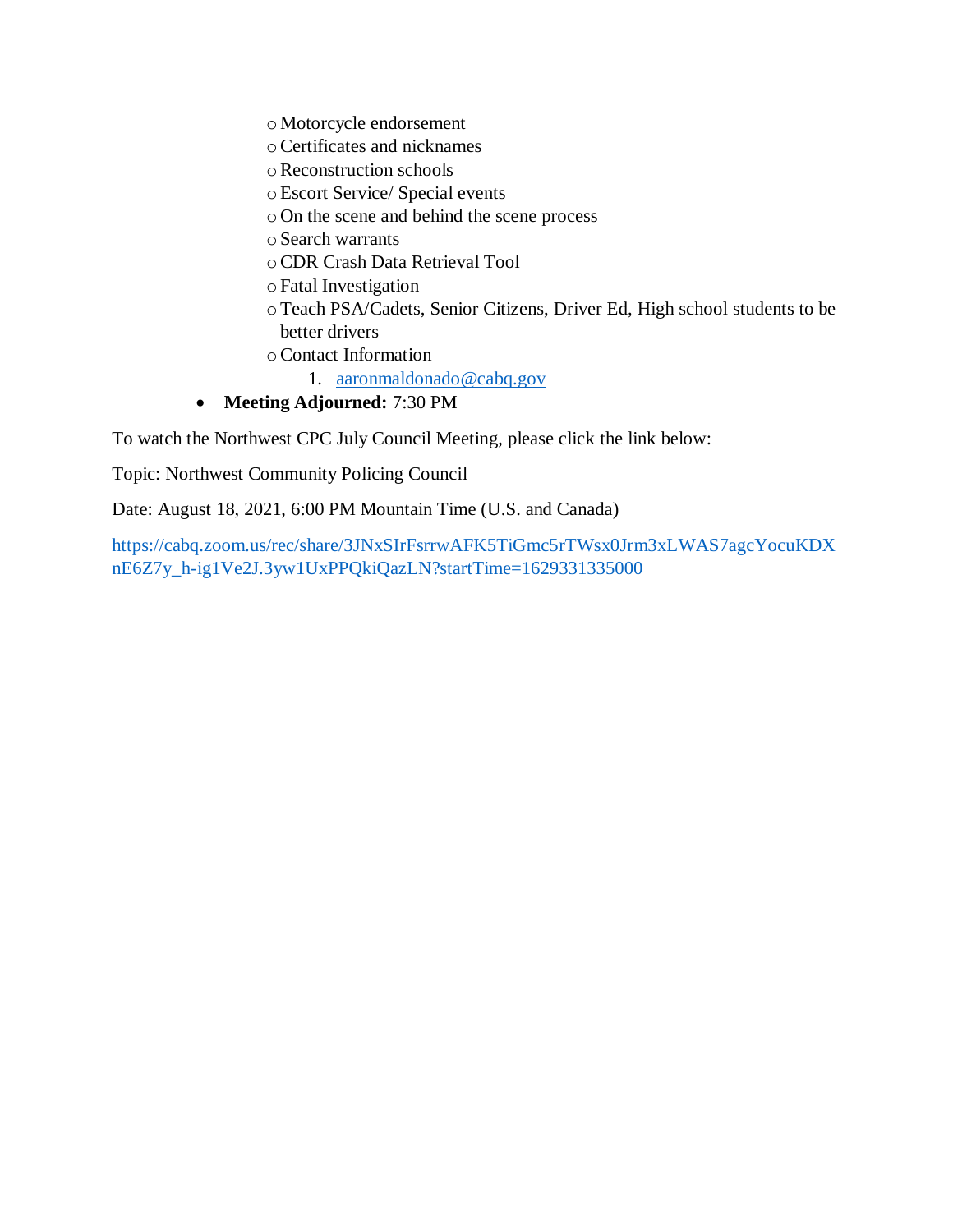- Motorcycle endorsement
        - Certificates and nicknames
        - Reconstruction schools
        - Escort Service/ Special events
        - On the scene and behind the scene process
        - Search warrants
        - CDR Crash Data Retrieval Tool
        - Fatal Investigation
        - Teach PSA/Cadets, Senior Citizens, Driver Ed, High school students to be better drivers
        - Contact Information
            1. aaronmaldonado@cabq.gov
- **Meeting Adjourned:** 7:30 PM

To watch the Northwest CPC July Council Meeting, please click the link below:

Topic: Northwest Community Policing Council

Date: August 18, 2021, 6:00 PM Mountain Time (U.S. and Canada)

https://cabq.zoom.us/rec/share/3JNxSIrFsrrwAFK5TiGmc5rTWsx0Jrm3xLWAS7agcYocuKDXnE6Z7y_h-ig1Ve2J.3yw1UxPPQkiQazLN?startTime=1629331335000